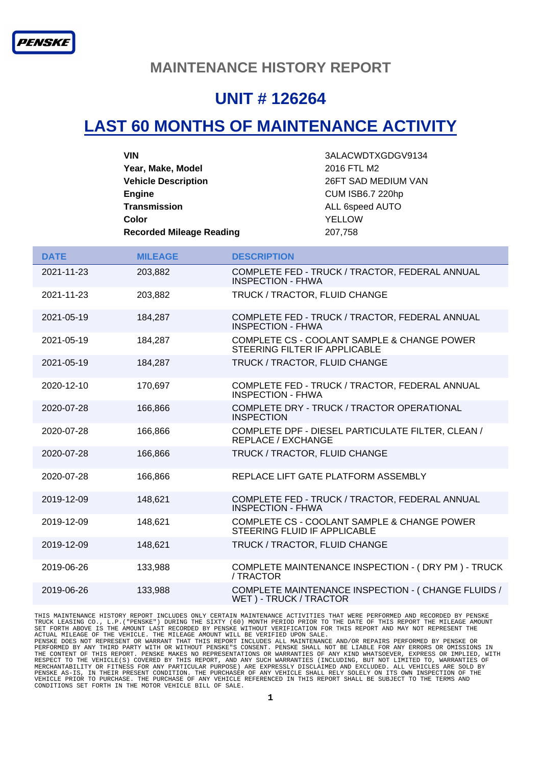PENSKE

# MAINTENANCE HISTORY REPORT

## UNIT # 126264

## LAST 60 MONTHS OF MAINTENANCE ACTIVITY

| | |
|---|---|
| **VIN** | 3ALACWDTXGDGV9134 |
| **Year, Make, Model** | 2016 FTL M2 |
| **Vehicle Description** | 26FT SAD MEDIUM VAN |
| **Engine** | CUM ISB6.7 220hp |
| **Transmission** | ALL 6speed AUTO |
| **Color** | YELLOW |
| **Recorded Mileage Reading** | 207,758 |

| DATE | MILEAGE | DESCRIPTION |
|---|---|---|
| 2021-11-23 | 203,882 | COMPLETE FED - TRUCK / TRACTOR, FEDERAL ANNUAL INSPECTION - FHWA |
| 2021-11-23 | 203,882 | TRUCK / TRACTOR, FLUID CHANGE |
| 2021-05-19 | 184,287 | COMPLETE FED - TRUCK / TRACTOR, FEDERAL ANNUAL INSPECTION - FHWA |
| 2021-05-19 | 184,287 | COMPLETE CS - COOLANT SAMPLE & CHANGE POWER STEERING FILTER IF APPLICABLE |
| 2021-05-19 | 184,287 | TRUCK / TRACTOR, FLUID CHANGE |
| 2020-12-10 | 170,697 | COMPLETE FED - TRUCK / TRACTOR, FEDERAL ANNUAL INSPECTION - FHWA |
| 2020-07-28 | 166,866 | COMPLETE DRY - TRUCK / TRACTOR OPERATIONAL INSPECTION |
| 2020-07-28 | 166,866 | COMPLETE DPF - DIESEL PARTICULATE FILTER, CLEAN / REPLACE / EXCHANGE |
| 2020-07-28 | 166,866 | TRUCK / TRACTOR, FLUID CHANGE |
| 2020-07-28 | 166,866 | REPLACE LIFT GATE PLATFORM ASSEMBLY |
| 2019-12-09 | 148,621 | COMPLETE FED - TRUCK / TRACTOR, FEDERAL ANNUAL INSPECTION - FHWA |
| 2019-12-09 | 148,621 | COMPLETE CS - COOLANT SAMPLE & CHANGE POWER STEERING FLUID IF APPLICABLE |
| 2019-12-09 | 148,621 | TRUCK / TRACTOR, FLUID CHANGE |
| 2019-06-26 | 133,988 | COMPLETE MAINTENANCE INSPECTION - ( DRY PM ) - TRUCK / TRACTOR |
| 2019-06-26 | 133,988 | COMPLETE MAINTENANCE INSPECTION - ( CHANGE FLUIDS / WET ) - TRUCK / TRACTOR |

THIS MAINTENANCE HISTORY REPORT INCLUDES ONLY CERTAIN MAINTENANCE ACTIVITIES THAT WERE PERFORMED AND RECORDED BY PENSKE TRUCK LEASING CO., L.P.("PENSKE") DURING THE SIXTY (60) MONTH PERIOD PRIOR TO THE DATE OF THIS REPORT THE MILEAGE AMOUNT SET FORTH ABOVE IS THE AMOUNT LAST RECORDED BY PENSKE WITHOUT VERIFICATION FOR THIS REPORT AND MAY NOT REPRESENT THE ACTUAL MILEAGE OF THE VEHICLE. THE MILEAGE AMOUNT WILL BE VERIFIED UPON SALE.
PENSKE DOES NOT REPRESENT OR WARRANT THAT THIS REPORT INCLUDES ALL MAINTENANCE AND/OR REPAIRS PERFORMED BY PENSKE OR PERFORMED BY ANY THIRD PARTY WITH OR WITHOUT PENSKE"S CONSENT. PENSKE SHALL NOT BE LIABLE FOR ANY ERRORS OR OMISSIONS IN THE CONTENT OF THIS REPORT. PENSKE MAKES NO REPRESENTATIONS OR WARRANTIES OF ANY KIND WHATSOEVER, EXPRESS OR IMPLIED, WITH RESPECT TO THE VEHICLE(S) COVERED BY THIS REPORT, AND ANY SUCH WARRANTIES (INCLUDING, BUT NOT LIMITED TO, WARRANTIES OF MERCHANTABILITY OR FITNESS FOR ANY PARTICULAR PURPOSE) ARE EXPRESSLY DISCLAIMED AND EXCLUDED. ALL VEHICLES ARE SOLD BY PENSKE AS-IS, IN THEIR PRESENT CONDITION. THE PURCHASER OF ANY VEHICLE SHALL RELY SOLELY ON ITS OWN INSPECTION OF THE VEHICLE PRIOR TO PURCHASE. THE PURCHASE OF ANY VEHICLE REFERENCED IN THIS REPORT SHALL BE SUBJECT TO THE TERMS AND CONDITIONS SET FORTH IN THE MOTOR VEHICLE BILL OF SALE.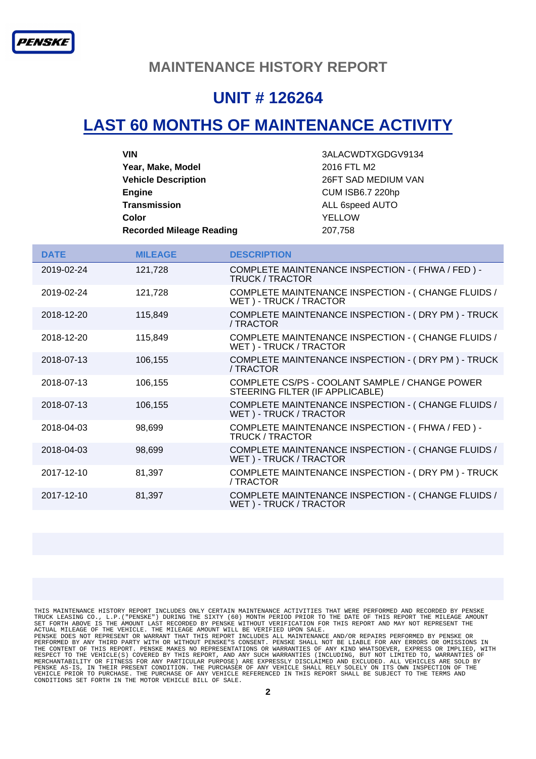PENSKE

# MAINTENANCE HISTORY REPORT

## UNIT # 126264

## LAST 60 MONTHS OF MAINTENANCE ACTIVITY

| | |
|---|---|
| **VIN** | 3ALACWDTXGDGV9134 |
| **Year, Make, Model** | 2016 FTL M2 |
| **Vehicle Description** | 26FT SAD MEDIUM VAN |
| **Engine** | CUM ISB6.7 220hp |
| **Transmission** | ALL 6speed AUTO |
| **Color** | YELLOW |
| **Recorded Mileage Reading** | 207,758 |

| DATE | MILEAGE | DESCRIPTION |
|---|---|---|
| 2019-02-24 | 121,728 | COMPLETE MAINTENANCE INSPECTION - ( FHWA / FED ) - TRUCK / TRACTOR |
| 2019-02-24 | 121,728 | COMPLETE MAINTENANCE INSPECTION - ( CHANGE FLUIDS / WET ) - TRUCK / TRACTOR |
| 2018-12-20 | 115,849 | COMPLETE MAINTENANCE INSPECTION - ( DRY PM ) - TRUCK / TRACTOR |
| 2018-12-20 | 115,849 | COMPLETE MAINTENANCE INSPECTION - ( CHANGE FLUIDS / WET ) - TRUCK / TRACTOR |
| 2018-07-13 | 106,155 | COMPLETE MAINTENANCE INSPECTION - ( DRY PM ) - TRUCK / TRACTOR |
| 2018-07-13 | 106,155 | COMPLETE CS/PS - COOLANT SAMPLE / CHANGE POWER STEERING FILTER (IF APPLICABLE) |
| 2018-07-13 | 106,155 | COMPLETE MAINTENANCE INSPECTION - ( CHANGE FLUIDS / WET ) - TRUCK / TRACTOR |
| 2018-04-03 | 98,699 | COMPLETE MAINTENANCE INSPECTION - ( FHWA / FED ) - TRUCK / TRACTOR |
| 2018-04-03 | 98,699 | COMPLETE MAINTENANCE INSPECTION - ( CHANGE FLUIDS / WET ) - TRUCK / TRACTOR |
| 2017-12-10 | 81,397 | COMPLETE MAINTENANCE INSPECTION - ( DRY PM ) - TRUCK / TRACTOR |
| 2017-12-10 | 81,397 | COMPLETE MAINTENANCE INSPECTION - ( CHANGE FLUIDS / WET ) - TRUCK / TRACTOR |

THIS MAINTENANCE HISTORY REPORT INCLUDES ONLY CERTAIN MAINTENANCE ACTIVITIES THAT WERE PERFORMED AND RECORDED BY PENSKE TRUCK LEASING CO., L.P.("PENSKE") DURING THE SIXTY (60) MONTH PERIOD PRIOR TO THE DATE OF THIS REPORT THE MILEAGE AMOUNT SET FORTH ABOVE IS THE AMOUNT LAST RECORDED BY PENSKE WITHOUT VERIFICATION FOR THIS REPORT AND MAY NOT REPRESENT THE ACTUAL MILEAGE OF THE VEHICLE. THE MILEAGE AMOUNT WILL BE VERIFIED UPON SALE.
PENSKE DOES NOT REPRESENT OR WARRANT THAT THIS REPORT INCLUDES ALL MAINTENANCE AND/OR REPAIRS PERFORMED BY PENSKE OR PERFORMED BY ANY THIRD PARTY WITH OR WITHOUT PENSKE"S CONSENT. PENSKE SHALL NOT BE LIABLE FOR ANY ERRORS OR OMISSIONS IN THE CONTENT OF THIS REPORT. PENSKE MAKES NO REPRESENTATIONS OR WARRANTIES OF ANY KIND WHATSOEVER, EXPRESS OR IMPLIED, WITH RESPECT TO THE VEHICLE(S) COVERED BY THIS REPORT, AND ANY SUCH WARRANTIES (INCLUDING, BUT NOT LIMITED TO, WARRANTIES OF MERCHANTABILITY OR FITNESS FOR ANY PARTICULAR PURPOSE) ARE EXPRESSLY DISCLAIMED AND EXCLUDED. ALL VEHICLES ARE SOLD BY PENSKE AS-IS, IN THEIR PRESENT CONDITION. THE PURCHASER OF ANY VEHICLE SHALL RELY SOLELY ON ITS OWN INSPECTION OF THE VEHICLE PRIOR TO PURCHASE. THE PURCHASE OF ANY VEHICLE REFERENCED IN THIS REPORT SHALL BE SUBJECT TO THE TERMS AND CONDITIONS SET FORTH IN THE MOTOR VEHICLE BILL OF SALE.